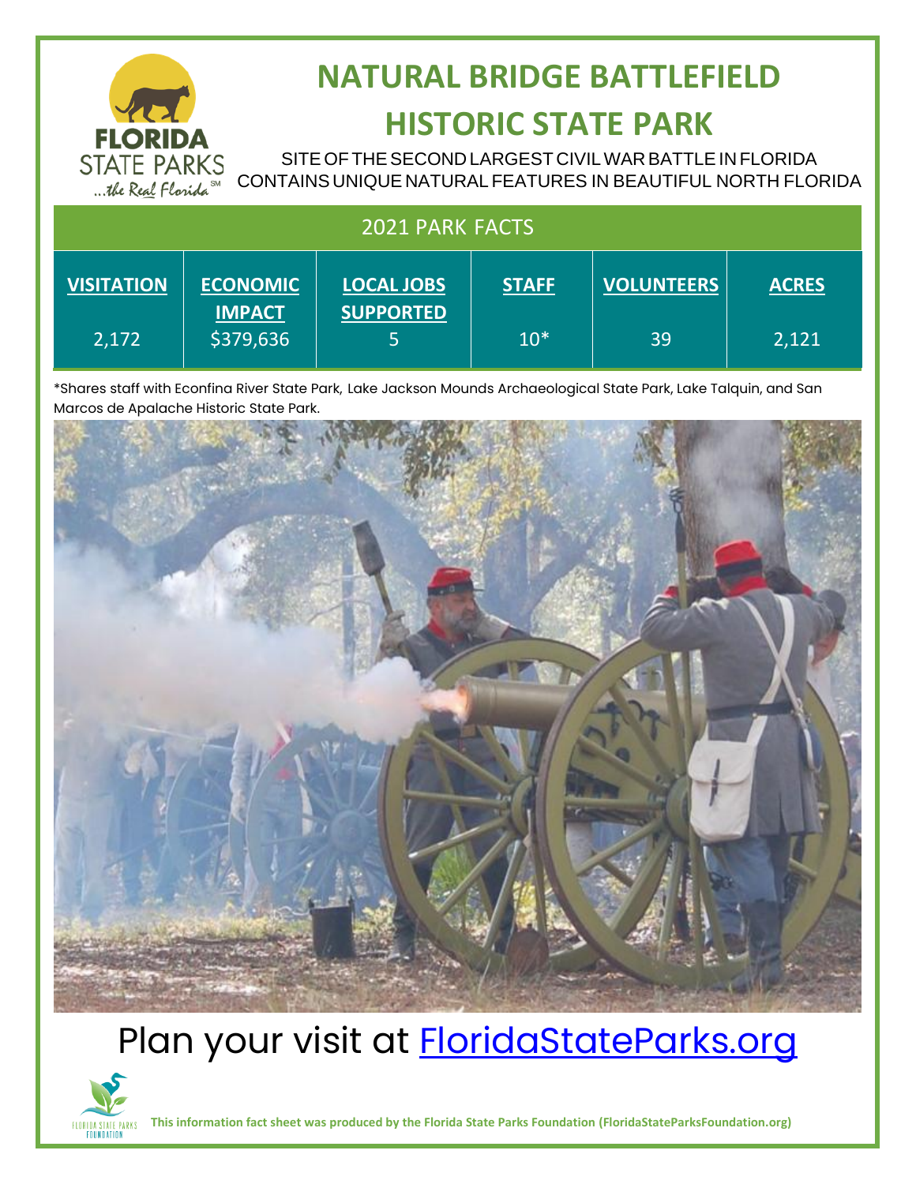# NATURAL BRIDGE BATTLEFIELD HISTORIC STATE PARK

SITE OF THE SECOND LARGEST CIVIL WAR BATTLE IN FLORIDA
CONTAINS UNIQUE NATURAL FEATURES IN BEAUTIFUL NORTH FLORIDA

## 2021 PARK FACTS

| VISITATION | ECONOMIC IMPACT | LOCAL JOBS SUPPORTED | STAFF | VOLUNTEERS | ACRES |
|---|---|---|---|---|---|
| 2,172 | $379,636 | 5 | 10* | 39 | 2,121 |

*Shares staff with Econfina River State Park, Lake Jackson Mounds Archaeological State Park, Lake Talquin, and San Marcos de Apalache Historic State Park.

Plan your visit at [FloridaStateParks.org](https://FloridaStateParks.org)

**This information fact sheet was produced by the Florida State Parks Foundation (FloridaStateParksFoundation.org)**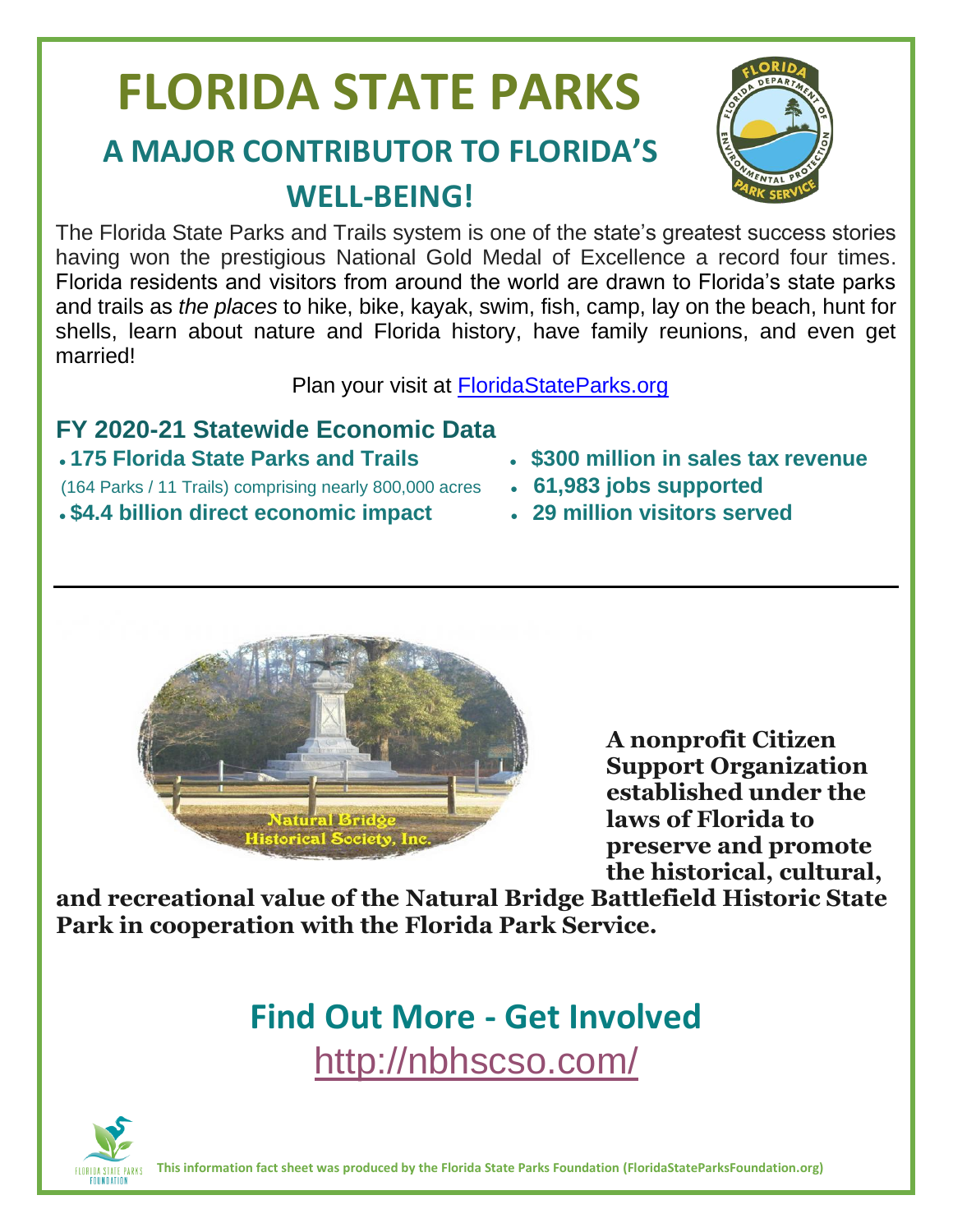# FLORIDA STATE PARKS

## A MAJOR CONTRIBUTOR TO FLORIDA'S WELL-BEING!

The Florida State Parks and Trails system is one of the state's greatest success stories having won the prestigious National Gold Medal of Excellence a record four times. Florida residents and visitors from around the world are drawn to Florida's state parks and trails as *the places* to hike, bike, kayak, swim, fish, camp, lay on the beach, hunt for shells, learn about nature and Florida history, have family reunions, and even get married!

Plan your visit at [FloridaStateParks.org](FloridaStateParks.org)

### FY 2020-21 Statewide Economic Data

- **175 Florida State Parks and Trails**
  (164 Parks / 11 Trails) comprising nearly 800,000 acres
- **$4.4 billion direct economic impact**
- **$300 million in sales tax revenue**
- **61,983 jobs supported**
- **29 million visitors served**

---

Natural Bridge Historical Society, Inc.

**A nonprofit Citizen Support Organization established under the laws of Florida to preserve and promote the historical, cultural, and recreational value of the Natural Bridge Battlefield Historic State Park in cooperation with the Florida Park Service.**

## Find Out More - Get Involved

[http://nbhscso.com/](http://nbhscso.com/)

**This information fact sheet was produced by the Florida State Parks Foundation (FloridaStateParksFoundation.org)**